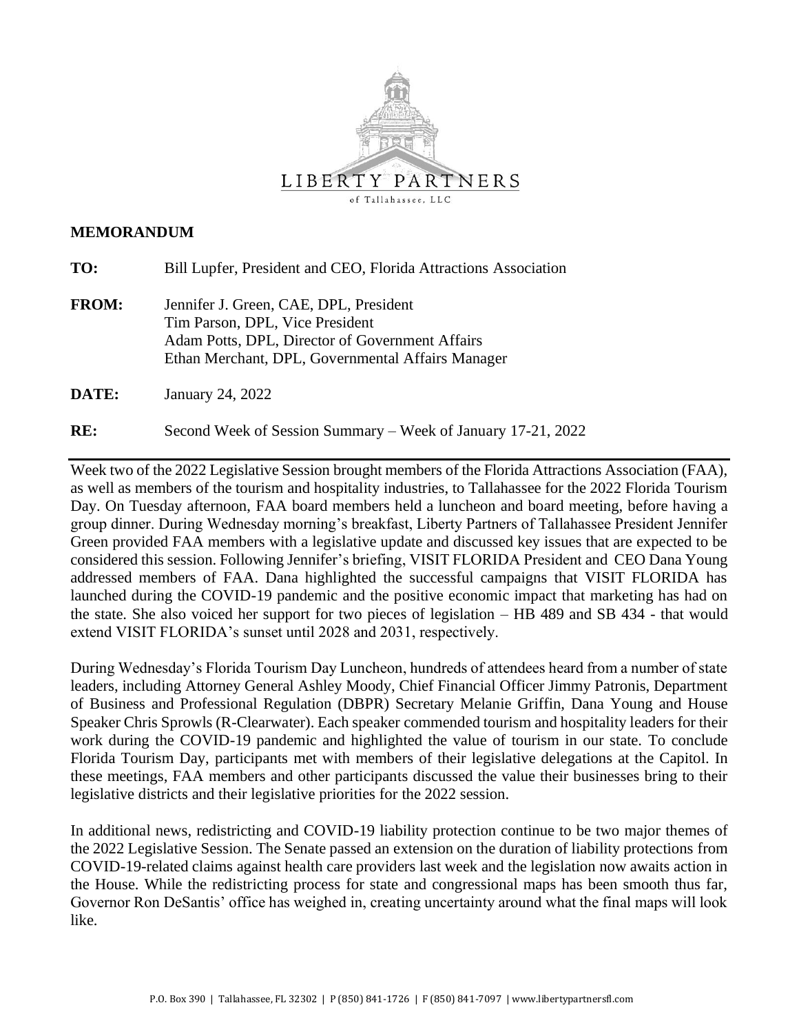LIBERTY PARTNERS

of Tallahassee, LLC

**MEMORANDUM**

**TO:** Bill Lupfer, President and CEO, Florida Attractions Association

**FROM:** Jennifer J. Green, CAE, DPL, President
Tim Parson, DPL, Vice President
Adam Potts, DPL, Director of Government Affairs
Ethan Merchant, DPL, Governmental Affairs Manager

**DATE:** January 24, 2022

**RE:** Second Week of Session Summary – Week of January 17-21, 2022

---

Week two of the 2022 Legislative Session brought members of the Florida Attractions Association (FAA), as well as members of the tourism and hospitality industries, to Tallahassee for the 2022 Florida Tourism Day. On Tuesday afternoon, FAA board members held a luncheon and board meeting, before having a group dinner. During Wednesday morning's breakfast, Liberty Partners of Tallahassee President Jennifer Green provided FAA members with a legislative update and discussed key issues that are expected to be considered this session. Following Jennifer's briefing, VISIT FLORIDA President and CEO Dana Young addressed members of FAA. Dana highlighted the successful campaigns that VISIT FLORIDA has launched during the COVID-19 pandemic and the positive economic impact that marketing has had on the state. She also voiced her support for two pieces of legislation – HB 489 and SB 434 - that would extend VISIT FLORIDA's sunset until 2028 and 2031, respectively.

During Wednesday's Florida Tourism Day Luncheon, hundreds of attendees heard from a number of state leaders, including Attorney General Ashley Moody, Chief Financial Officer Jimmy Patronis, Department of Business and Professional Regulation (DBPR) Secretary Melanie Griffin, Dana Young and House Speaker Chris Sprowls (R-Clearwater). Each speaker commended tourism and hospitality leaders for their work during the COVID-19 pandemic and highlighted the value of tourism in our state. To conclude Florida Tourism Day, participants met with members of their legislative delegations at the Capitol. In these meetings, FAA members and other participants discussed the value their businesses bring to their legislative districts and their legislative priorities for the 2022 session.

In additional news, redistricting and COVID-19 liability protection continue to be two major themes of the 2022 Legislative Session. The Senate passed an extension on the duration of liability protections from COVID-19-related claims against health care providers last week and the legislation now awaits action in the House. While the redistricting process for state and congressional maps has been smooth thus far, Governor Ron DeSantis' office has weighed in, creating uncertainty around what the final maps will look like.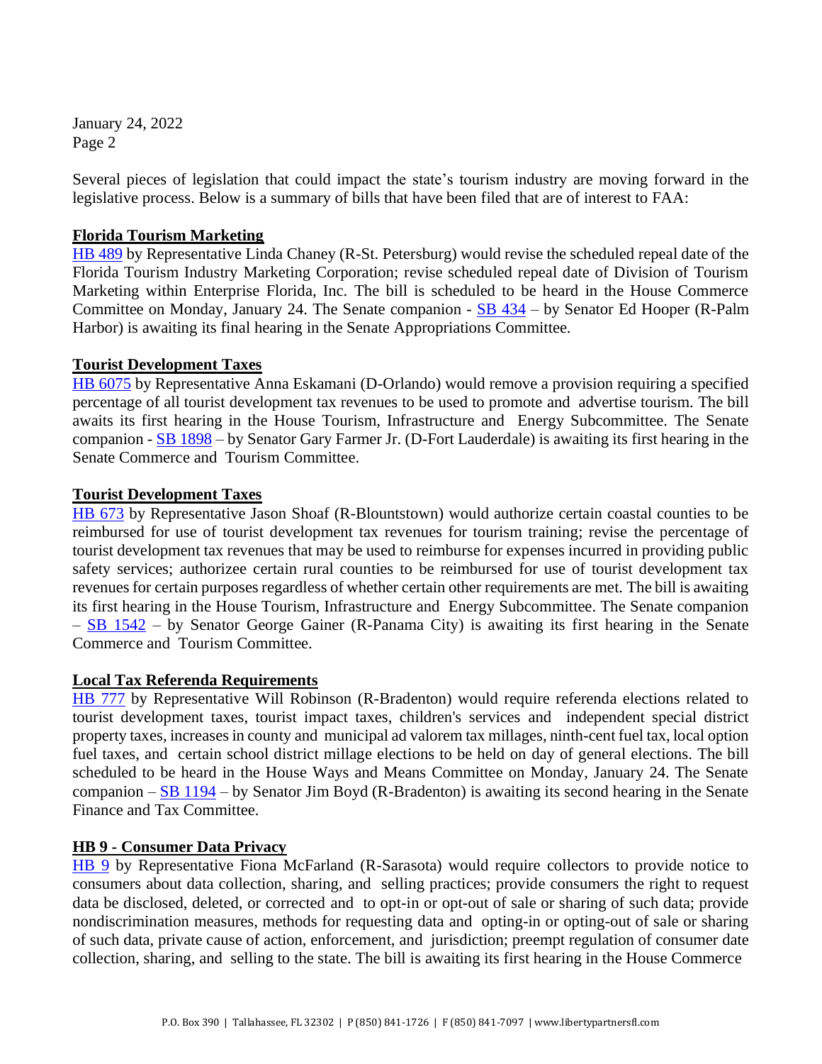January 24, 2022
Page 2

Several pieces of legislation that could impact the state's tourism industry are moving forward in the legislative process. Below is a summary of bills that have been filed that are of interest to FAA:

**Florida Tourism Marketing**

HB 489 by Representative Linda Chaney (R-St. Petersburg) would revise the scheduled repeal date of the Florida Tourism Industry Marketing Corporation; revise scheduled repeal date of Division of Tourism Marketing within Enterprise Florida, Inc. The bill is scheduled to be heard in the House Commerce Committee on Monday, January 24. The Senate companion - SB 434 – by Senator Ed Hooper (R-Palm Harbor) is awaiting its final hearing in the Senate Appropriations Committee.

**Tourist Development Taxes**

HB 6075 by Representative Anna Eskamani (D-Orlando) would remove a provision requiring a specified percentage of all tourist development tax revenues to be used to promote and advertise tourism. The bill awaits its first hearing in the House Tourism, Infrastructure and Energy Subcommittee. The Senate companion - SB 1898 – by Senator Gary Farmer Jr. (D-Fort Lauderdale) is awaiting its first hearing in the Senate Commerce and Tourism Committee.

**Tourist Development Taxes**

HB 673 by Representative Jason Shoaf (R-Blountstown) would authorize certain coastal counties to be reimbursed for use of tourist development tax revenues for tourism training; revise the percentage of tourist development tax revenues that may be used to reimburse for expenses incurred in providing public safety services; authorizee certain rural counties to be reimbursed for use of tourist development tax revenues for certain purposes regardless of whether certain other requirements are met. The bill is awaiting its first hearing in the House Tourism, Infrastructure and Energy Subcommittee. The Senate companion – SB 1542 – by Senator George Gainer (R-Panama City) is awaiting its first hearing in the Senate Commerce and Tourism Committee.

**Local Tax Referenda Requirements**

HB 777 by Representative Will Robinson (R-Bradenton) would require referenda elections related to tourist development taxes, tourist impact taxes, children's services and independent special district property taxes, increases in county and municipal ad valorem tax millages, ninth-cent fuel tax, local option fuel taxes, and certain school district millage elections to be held on day of general elections. The bill scheduled to be heard in the House Ways and Means Committee on Monday, January 24. The Senate companion – SB 1194 – by Senator Jim Boyd (R-Bradenton) is awaiting its second hearing in the Senate Finance and Tax Committee.

**HB 9 - Consumer Data Privacy**

HB 9 by Representative Fiona McFarland (R-Sarasota) would require collectors to provide notice to consumers about data collection, sharing, and selling practices; provide consumers the right to request data be disclosed, deleted, or corrected and to opt-in or opt-out of sale or sharing of such data; provide nondiscrimination measures, methods for requesting data and opting-in or opting-out of sale or sharing of such data, private cause of action, enforcement, and jurisdiction; preempt regulation of consumer date collection, sharing, and selling to the state. The bill is awaiting its first hearing in the House Commerce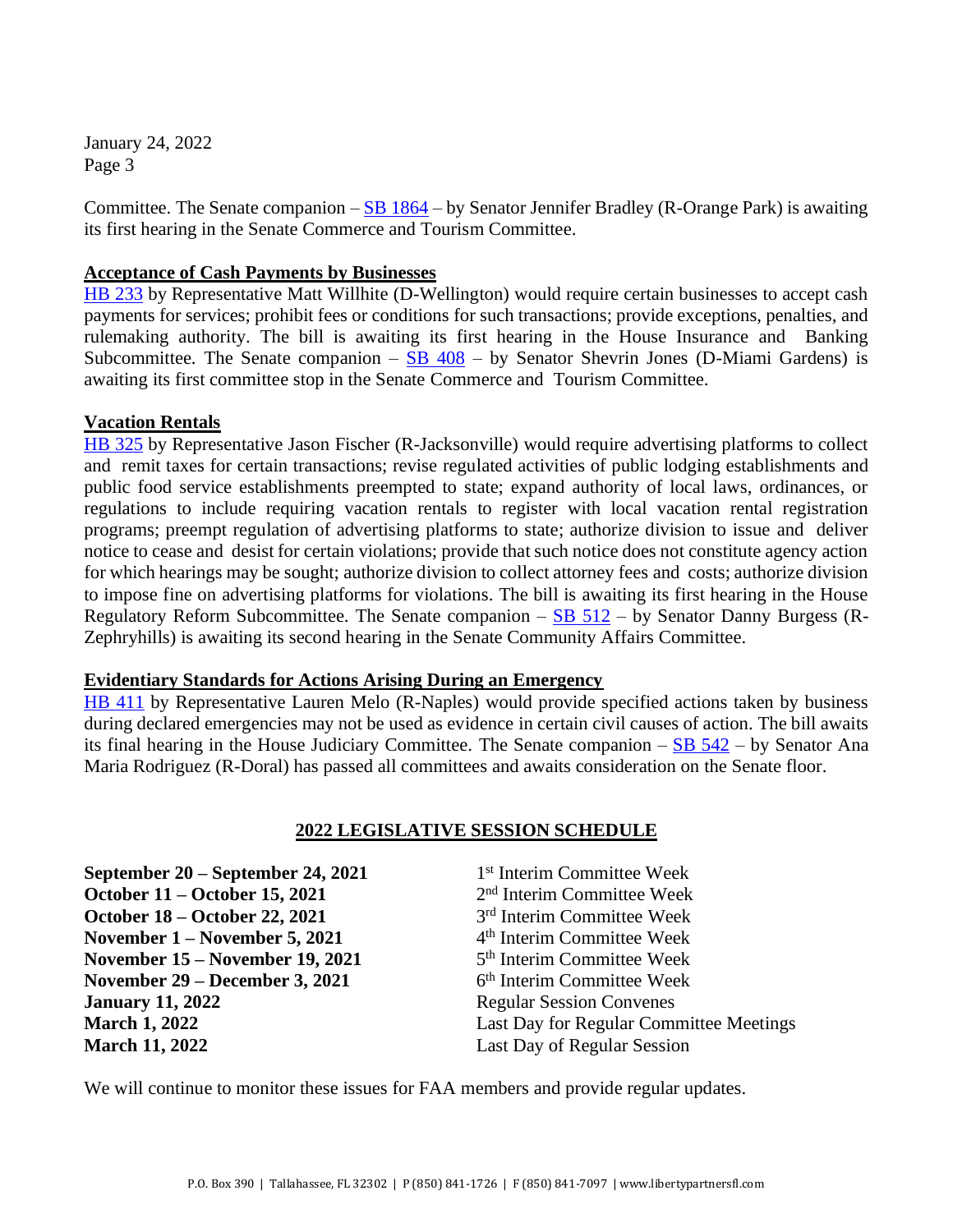Committee. The Senate companion – SB 1864 – by Senator Jennifer Bradley (R-Orange Park) is awaiting its first hearing in the Senate Commerce and Tourism Committee.

**Acceptance of Cash Payments by Businesses**

HB 233 by Representative Matt Willhite (D-Wellington) would require certain businesses to accept cash payments for services; prohibit fees or conditions for such transactions; provide exceptions, penalties, and rulemaking authority. The bill is awaiting its first hearing in the House Insurance and Banking Subcommittee. The Senate companion – SB 408 – by Senator Shevrin Jones (D-Miami Gardens) is awaiting its first committee stop in the Senate Commerce and Tourism Committee.

**Vacation Rentals**

HB 325 by Representative Jason Fischer (R-Jacksonville) would require advertising platforms to collect and remit taxes for certain transactions; revise regulated activities of public lodging establishments and public food service establishments preempted to state; expand authority of local laws, ordinances, or regulations to include requiring vacation rentals to register with local vacation rental registration programs; preempt regulation of advertising platforms to state; authorize division to issue and deliver notice to cease and desist for certain violations; provide that such notice does not constitute agency action for which hearings may be sought; authorize division to collect attorney fees and costs; authorize division to impose fine on advertising platforms for violations. The bill is awaiting its first hearing in the House Regulatory Reform Subcommittee. The Senate companion – SB 512 – by Senator Danny Burgess (R-Zephryhills) is awaiting its second hearing in the Senate Community Affairs Committee.

**Evidentiary Standards for Actions Arising During an Emergency**

HB 411 by Representative Lauren Melo (R-Naples) would provide specified actions taken by business during declared emergencies may not be used as evidence in certain civil causes of action. The bill awaits its final hearing in the House Judiciary Committee. The Senate companion – SB 542 – by Senator Ana Maria Rodriguez (R-Doral) has passed all committees and awaits consideration on the Senate floor.

## 2022 LEGISLATIVE SESSION SCHEDULE

| | |
|---|---|
| **September 20 – September 24, 2021** | 1st Interim Committee Week |
| **October 11 – October 15, 2021** | 2nd Interim Committee Week |
| **October 18 – October 22, 2021** | 3rd Interim Committee Week |
| **November 1 – November 5, 2021** | 4th Interim Committee Week |
| **November 15 – November 19, 2021** | 5th Interim Committee Week |
| **November 29 – December 3, 2021** | 6th Interim Committee Week |
| **January 11, 2022** | Regular Session Convenes |
| **March 1, 2022** | Last Day for Regular Committee Meetings |
| **March 11, 2022** | Last Day of Regular Session |

We will continue to monitor these issues for FAA members and provide regular updates.